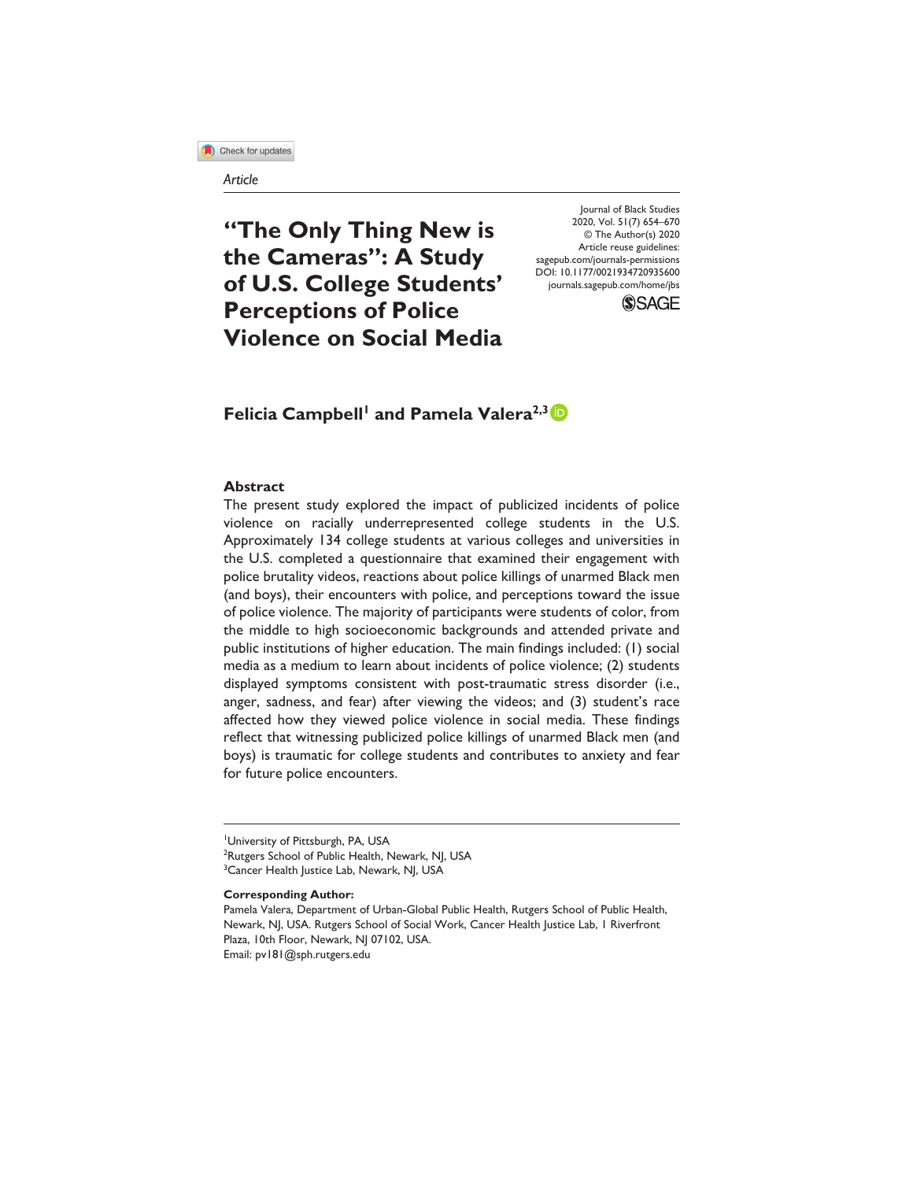*Article*

# "The Only Thing New is the Cameras": A Study of U.S. College Students' Perceptions of Police Violence on Social Media

Journal of Black Studies
2020, Vol. 51(7) 654–670
© The Author(s) 2020
Article reuse guidelines:
sagepub.com/journals-permissions
DOI: 10.1177/0021934720935600
journals.sagepub.com/home/jbs

**Felicia Campbell[1] and Pamela Valera[2,3]**

## Abstract

The present study explored the impact of publicized incidents of police violence on racially underrepresented college students in the U.S. Approximately 134 college students at various colleges and universities in the U.S. completed a questionnaire that examined their engagement with police brutality videos, reactions about police killings of unarmed Black men (and boys), their encounters with police, and perceptions toward the issue of police violence. The majority of participants were students of color, from the middle to high socioeconomic backgrounds and attended private and public institutions of higher education. The main findings included: (1) social media as a medium to learn about incidents of police violence; (2) students displayed symptoms consistent with post-traumatic stress disorder (i.e., anger, sadness, and fear) after viewing the videos; and (3) student's race affected how they viewed police violence in social media. These findings reflect that witnessing publicized police killings of unarmed Black men (and boys) is traumatic for college students and contributes to anxiety and fear for future police encounters.

---

[1]University of Pittsburgh, PA, USA
[2]Rutgers School of Public Health, Newark, NJ, USA
[3]Cancer Health Justice Lab, Newark, NJ, USA

**Corresponding Author:**
Pamela Valera, Department of Urban-Global Public Health, Rutgers School of Public Health, Newark, NJ, USA. Rutgers School of Social Work, Cancer Health Justice Lab, 1 Riverfront Plaza, 10th Floor, Newark, NJ 07102, USA.
Email: pv181@sph.rutgers.edu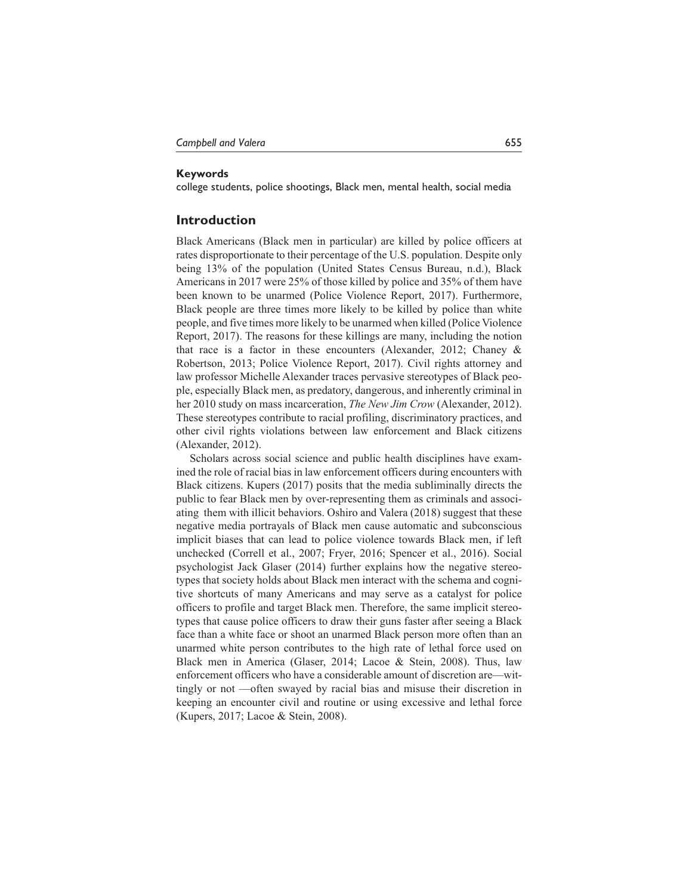**Keywords**

college students, police shootings, Black men, mental health, social media

## Introduction

Black Americans (Black men in particular) are killed by police officers at rates disproportionate to their percentage of the U.S. population. Despite only being 13% of the population (United States Census Bureau, n.d.), Black Americans in 2017 were 25% of those killed by police and 35% of them have been known to be unarmed (Police Violence Report, 2017). Furthermore, Black people are three times more likely to be killed by police than white people, and five times more likely to be unarmed when killed (Police Violence Report, 2017). The reasons for these killings are many, including the notion that race is a factor in these encounters (Alexander, 2012; Chaney & Robertson, 2013; Police Violence Report, 2017). Civil rights attorney and law professor Michelle Alexander traces pervasive stereotypes of Black people, especially Black men, as predatory, dangerous, and inherently criminal in her 2010 study on mass incarceration, *The New Jim Crow* (Alexander, 2012). These stereotypes contribute to racial profiling, discriminatory practices, and other civil rights violations between law enforcement and Black citizens (Alexander, 2012).

Scholars across social science and public health disciplines have examined the role of racial bias in law enforcement officers during encounters with Black citizens. Kupers (2017) posits that the media subliminally directs the public to fear Black men by over-representing them as criminals and associating them with illicit behaviors. Oshiro and Valera (2018) suggest that these negative media portrayals of Black men cause automatic and subconscious implicit biases that can lead to police violence towards Black men, if left unchecked (Correll et al., 2007; Fryer, 2016; Spencer et al., 2016). Social psychologist Jack Glaser (2014) further explains how the negative stereotypes that society holds about Black men interact with the schema and cognitive shortcuts of many Americans and may serve as a catalyst for police officers to profile and target Black men. Therefore, the same implicit stereotypes that cause police officers to draw their guns faster after seeing a Black face than a white face or shoot an unarmed Black person more often than an unarmed white person contributes to the high rate of lethal force used on Black men in America (Glaser, 2014; Lacoe & Stein, 2008). Thus, law enforcement officers who have a considerable amount of discretion are—wittingly or not —often swayed by racial bias and misuse their discretion in keeping an encounter civil and routine or using excessive and lethal force (Kupers, 2017; Lacoe & Stein, 2008).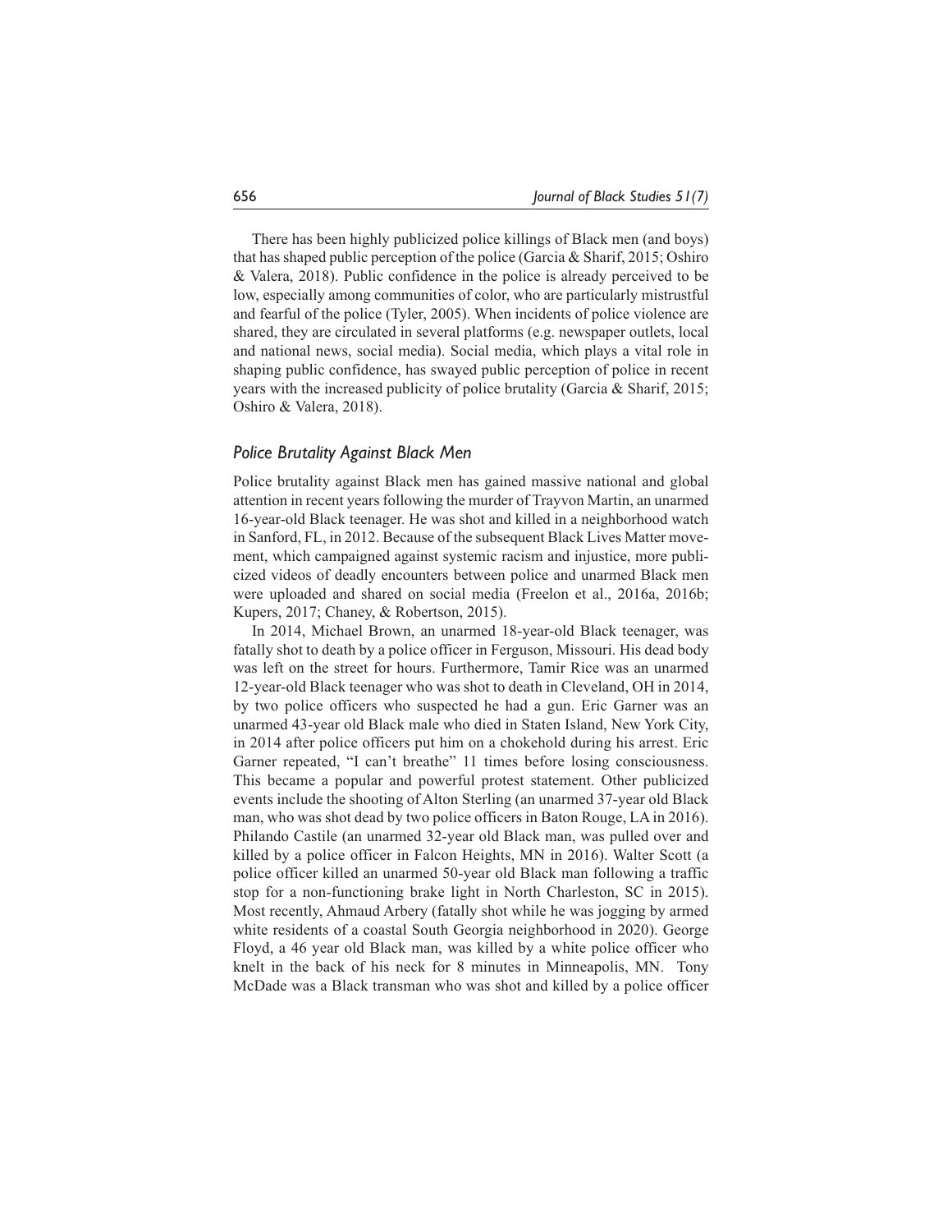There has been highly publicized police killings of Black men (and boys) that has shaped public perception of the police (Garcia & Sharif, 2015; Oshiro & Valera, 2018). Public confidence in the police is already perceived to be low, especially among communities of color, who are particularly mistrustful and fearful of the police (Tyler, 2005). When incidents of police violence are shared, they are circulated in several platforms (e.g. newspaper outlets, local and national news, social media). Social media, which plays a vital role in shaping public confidence, has swayed public perception of police in recent years with the increased publicity of police brutality (Garcia & Sharif, 2015; Oshiro & Valera, 2018).

## *Police Brutality Against Black Men*

Police brutality against Black men has gained massive national and global attention in recent years following the murder of Trayvon Martin, an unarmed 16-year-old Black teenager. He was shot and killed in a neighborhood watch in Sanford, FL, in 2012. Because of the subsequent Black Lives Matter movement, which campaigned against systemic racism and injustice, more publicized videos of deadly encounters between police and unarmed Black men were uploaded and shared on social media (Freelon et al., 2016a, 2016b; Kupers, 2017; Chaney, & Robertson, 2015).

In 2014, Michael Brown, an unarmed 18-year-old Black teenager, was fatally shot to death by a police officer in Ferguson, Missouri. His dead body was left on the street for hours. Furthermore, Tamir Rice was an unarmed 12-year-old Black teenager who was shot to death in Cleveland, OH in 2014, by two police officers who suspected he had a gun. Eric Garner was an unarmed 43-year old Black male who died in Staten Island, New York City, in 2014 after police officers put him on a chokehold during his arrest. Eric Garner repeated, "I can't breathe" 11 times before losing consciousness. This became a popular and powerful protest statement. Other publicized events include the shooting of Alton Sterling (an unarmed 37-year old Black man, who was shot dead by two police officers in Baton Rouge, LA in 2016). Philando Castile (an unarmed 32-year old Black man, was pulled over and killed by a police officer in Falcon Heights, MN in 2016). Walter Scott (a police officer killed an unarmed 50-year old Black man following a traffic stop for a non-functioning brake light in North Charleston, SC in 2015). Most recently, Ahmaud Arbery (fatally shot while he was jogging by armed white residents of a coastal South Georgia neighborhood in 2020). George Floyd, a 46 year old Black man, was killed by a white police officer who knelt in the back of his neck for 8 minutes in Minneapolis, MN. Tony McDade was a Black transman who was shot and killed by a police officer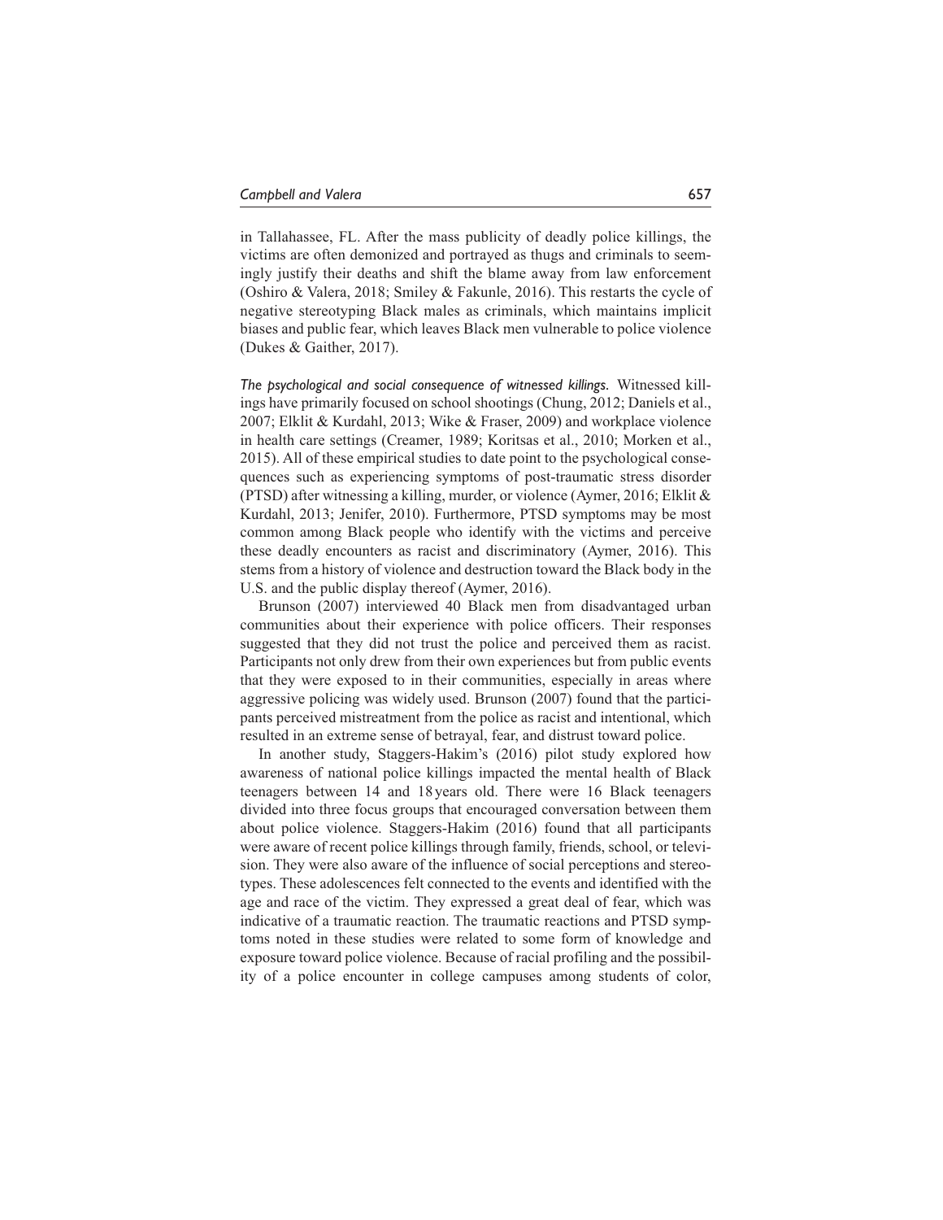in Tallahassee, FL. After the mass publicity of deadly police killings, the victims are often demonized and portrayed as thugs and criminals to seemingly justify their deaths and shift the blame away from law enforcement (Oshiro & Valera, 2018; Smiley & Fakunle, 2016). This restarts the cycle of negative stereotyping Black males as criminals, which maintains implicit biases and public fear, which leaves Black men vulnerable to police violence (Dukes & Gaither, 2017).

*The psychological and social consequence of witnessed killings.* Witnessed killings have primarily focused on school shootings (Chung, 2012; Daniels et al., 2007; Elklit & Kurdahl, 2013; Wike & Fraser, 2009) and workplace violence in health care settings (Creamer, 1989; Koritsas et al., 2010; Morken et al., 2015). All of these empirical studies to date point to the psychological consequences such as experiencing symptoms of post-traumatic stress disorder (PTSD) after witnessing a killing, murder, or violence (Aymer, 2016; Elklit & Kurdahl, 2013; Jenifer, 2010). Furthermore, PTSD symptoms may be most common among Black people who identify with the victims and perceive these deadly encounters as racist and discriminatory (Aymer, 2016). This stems from a history of violence and destruction toward the Black body in the U.S. and the public display thereof (Aymer, 2016).

Brunson (2007) interviewed 40 Black men from disadvantaged urban communities about their experience with police officers. Their responses suggested that they did not trust the police and perceived them as racist. Participants not only drew from their own experiences but from public events that they were exposed to in their communities, especially in areas where aggressive policing was widely used. Brunson (2007) found that the participants perceived mistreatment from the police as racist and intentional, which resulted in an extreme sense of betrayal, fear, and distrust toward police.

In another study, Staggers-Hakim's (2016) pilot study explored how awareness of national police killings impacted the mental health of Black teenagers between 14 and 18 years old. There were 16 Black teenagers divided into three focus groups that encouraged conversation between them about police violence. Staggers-Hakim (2016) found that all participants were aware of recent police killings through family, friends, school, or television. They were also aware of the influence of social perceptions and stereotypes. These adolescences felt connected to the events and identified with the age and race of the victim. They expressed a great deal of fear, which was indicative of a traumatic reaction. The traumatic reactions and PTSD symptoms noted in these studies were related to some form of knowledge and exposure toward police violence. Because of racial profiling and the possibility of a police encounter in college campuses among students of color,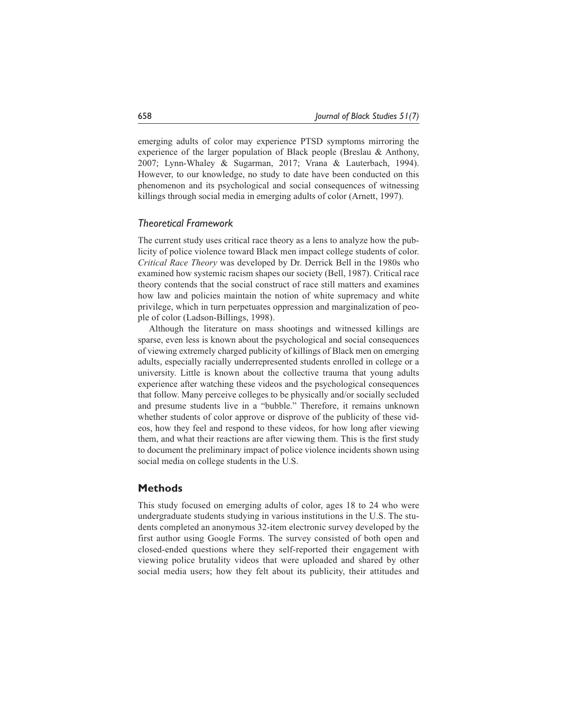emerging adults of color may experience PTSD symptoms mirroring the experience of the larger population of Black people (Breslau & Anthony, 2007; Lynn-Whaley & Sugarman, 2017; Vrana & Lauterbach, 1994). However, to our knowledge, no study to date have been conducted on this phenomenon and its psychological and social consequences of witnessing killings through social media in emerging adults of color (Arnett, 1997).

### *Theoretical Framework*

The current study uses critical race theory as a lens to analyze how the publicity of police violence toward Black men impact college students of color. *Critical Race Theory* was developed by Dr. Derrick Bell in the 1980s who examined how systemic racism shapes our society (Bell, 1987). Critical race theory contends that the social construct of race still matters and examines how law and policies maintain the notion of white supremacy and white privilege, which in turn perpetuates oppression and marginalization of people of color (Ladson-Billings, 1998).

Although the literature on mass shootings and witnessed killings are sparse, even less is known about the psychological and social consequences of viewing extremely charged publicity of killings of Black men on emerging adults, especially racially underrepresented students enrolled in college or a university. Little is known about the collective trauma that young adults experience after watching these videos and the psychological consequences that follow. Many perceive colleges to be physically and/or socially secluded and presume students live in a "bubble." Therefore, it remains unknown whether students of color approve or disprove of the publicity of these videos, how they feel and respond to these videos, for how long after viewing them, and what their reactions are after viewing them. This is the first study to document the preliminary impact of police violence incidents shown using social media on college students in the U.S.

## **Methods**

This study focused on emerging adults of color, ages 18 to 24 who were undergraduate students studying in various institutions in the U.S. The students completed an anonymous 32-item electronic survey developed by the first author using Google Forms. The survey consisted of both open and closed-ended questions where they self-reported their engagement with viewing police brutality videos that were uploaded and shared by other social media users; how they felt about its publicity, their attitudes and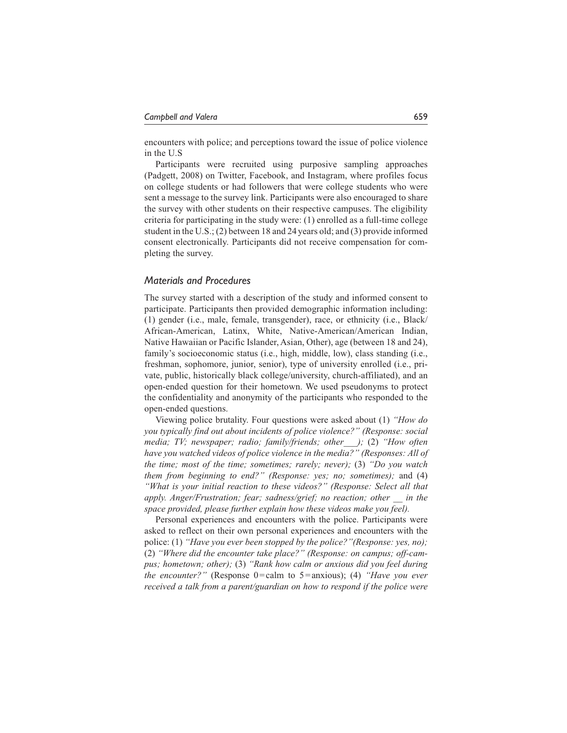encounters with police; and perceptions toward the issue of police violence in the U.S

Participants were recruited using purposive sampling approaches (Padgett, 2008) on Twitter, Facebook, and Instagram, where profiles focus on college students or had followers that were college students who were sent a message to the survey link. Participants were also encouraged to share the survey with other students on their respective campuses. The eligibility criteria for participating in the study were: (1) enrolled as a full-time college student in the U.S.; (2) between 18 and 24 years old; and (3) provide informed consent electronically. Participants did not receive compensation for completing the survey.

### Materials and Procedures

The survey started with a description of the study and informed consent to participate. Participants then provided demographic information including: (1) gender (i.e., male, female, transgender), race, or ethnicity (i.e., Black/African-American, Latinx, White, Native-American/American Indian, Native Hawaiian or Pacific Islander, Asian, Other), age (between 18 and 24), family's socioeconomic status (i.e., high, middle, low), class standing (i.e., freshman, sophomore, junior, senior), type of university enrolled (i.e., private, public, historically black college/university, church-affiliated), and an open-ended question for their hometown. We used pseudonyms to protect the confidentiality and anonymity of the participants who responded to the open-ended questions.

Viewing police brutality. Four questions were asked about (1) *"How do you typically find out about incidents of police violence?" (Response: social media; TV; newspaper; radio; family/friends; other___);* (2) *"How often have you watched videos of police violence in the media?" (Responses: All of the time; most of the time; sometimes; rarely; never);* (3) *"Do you watch them from beginning to end?" (Response: yes; no; sometimes);* and (4) *"What is your initial reaction to these videos?" (Response: Select all that apply. Anger/Frustration; fear; sadness/grief; no reaction; other __ in the space provided, please further explain how these videos make you feel).*

Personal experiences and encounters with the police. Participants were asked to reflect on their own personal experiences and encounters with the police: (1) *"Have you ever been stopped by the police?"(Response: yes, no);* (2) *"Where did the encounter take place?" (Response: on campus; off-campus; hometown; other);* (3) *"Rank how calm or anxious did you feel during the encounter?"* (Response 0 = calm to 5 = anxious); (4) *"Have you ever received a talk from a parent/guardian on how to respond if the police were*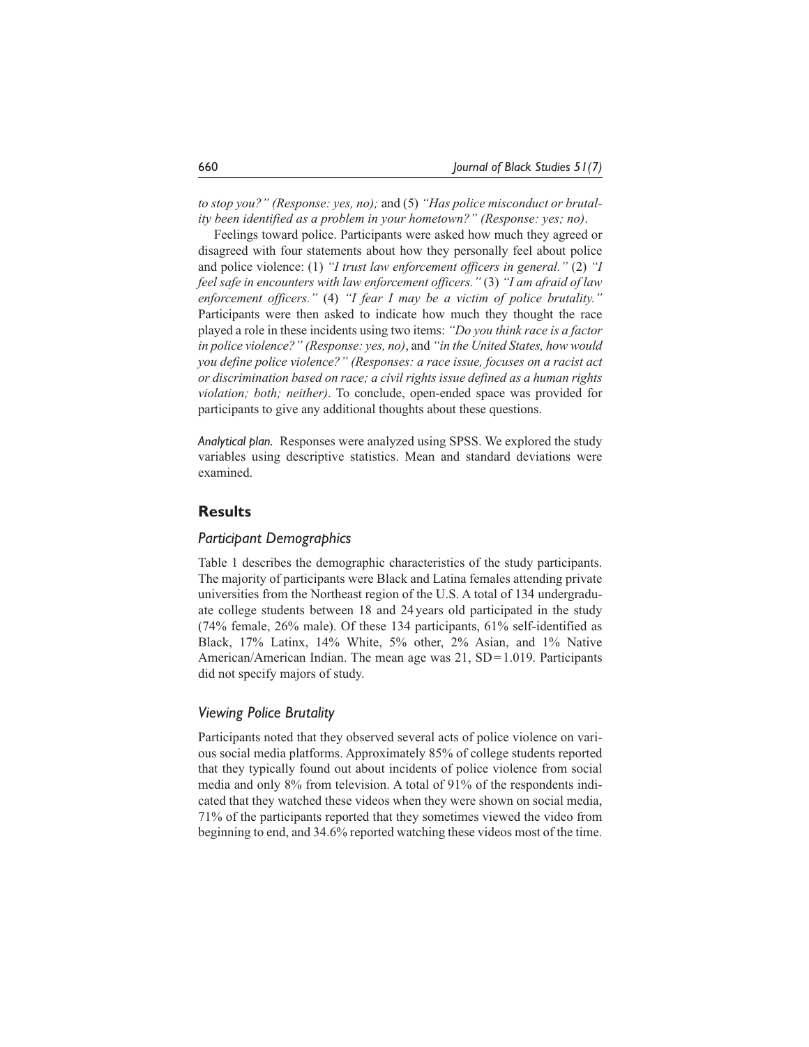*to stop you?" (Response: yes, no);* and (5) *"Has police misconduct or brutality been identified as a problem in your hometown?" (Response: yes; no)*.

Feelings toward police. Participants were asked how much they agreed or disagreed with four statements about how they personally feel about police and police violence: (1) *"I trust law enforcement officers in general."* (2) *"I feel safe in encounters with law enforcement officers."* (3) *"I am afraid of law enforcement officers."* (4) *"I fear I may be a victim of police brutality."* Participants were then asked to indicate how much they thought the race played a role in these incidents using two items: *"Do you think race is a factor in police violence?" (Response: yes, no)*, and *"in the United States, how would you define police violence?" (Responses: a race issue, focuses on a racist act or discrimination based on race; a civil rights issue defined as a human rights violation; both; neither)*. To conclude, open-ended space was provided for participants to give any additional thoughts about these questions.

*Analytical plan.* Responses were analyzed using SPSS. We explored the study variables using descriptive statistics. Mean and standard deviations were examined.

## Results

### Participant Demographics

Table 1 describes the demographic characteristics of the study participants. The majority of participants were Black and Latina females attending private universities from the Northeast region of the U.S. A total of 134 undergraduate college students between 18 and 24 years old participated in the study (74% female, 26% male). Of these 134 participants, 61% self-identified as Black, 17% Latinx, 14% White, 5% other, 2% Asian, and 1% Native American/American Indian. The mean age was 21, $SD = 1.019$. Participants did not specify majors of study.

### Viewing Police Brutality

Participants noted that they observed several acts of police violence on various social media platforms. Approximately 85% of college students reported that they typically found out about incidents of police violence from social media and only 8% from television. A total of 91% of the respondents indicated that they watched these videos when they were shown on social media, 71% of the participants reported that they sometimes viewed the video from beginning to end, and 34.6% reported watching these videos most of the time.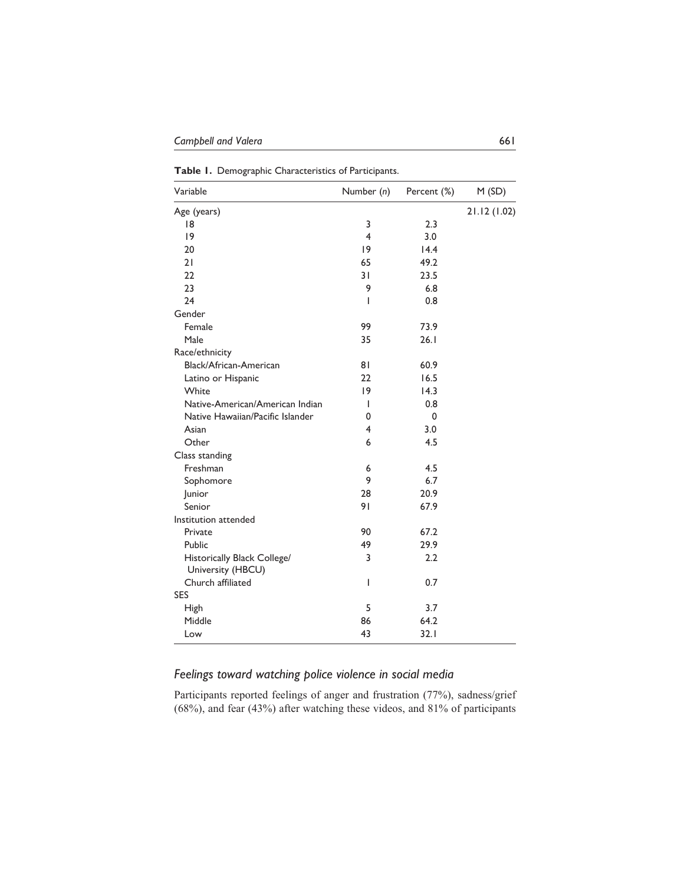**Table 1.** Demographic Characteristics of Participants.

| Variable | Number (*n*) | Percent (%) | M (SD) |
|---|---|---|---|
| Age (years) | | | 21.12 (1.02) |
| 18 | 3 | 2.3 | |
| 19 | 4 | 3.0 | |
| 20 | 19 | 14.4 | |
| 21 | 65 | 49.2 | |
| 22 | 31 | 23.5 | |
| 23 | 9 | 6.8 | |
| 24 | 1 | 0.8 | |
| Gender | | | |
| Female | 99 | 73.9 | |
| Male | 35 | 26.1 | |
| Race/ethnicity | | | |
| Black/African-American | 81 | 60.9 | |
| Latino or Hispanic | 22 | 16.5 | |
| White | 19 | 14.3 | |
| Native-American/American Indian | 1 | 0.8 | |
| Native Hawaiian/Pacific Islander | 0 | 0 | |
| Asian | 4 | 3.0 | |
| Other | 6 | 4.5 | |
| Class standing | | | |
| Freshman | 6 | 4.5 | |
| Sophomore | 9 | 6.7 | |
| Junior | 28 | 20.9 | |
| Senior | 91 | 67.9 | |
| Institution attended | | | |
| Private | 90 | 67.2 | |
| Public | 49 | 29.9 | |
| Historically Black College/ University (HBCU) | 3 | 2.2 | |
| Church affiliated | 1 | 0.7 | |
| SES | | | |
| High | 5 | 3.7 | |
| Middle | 86 | 64.2 | |
| Low | 43 | 32.1 | |

### *Feelings toward watching police violence in social media*

Participants reported feelings of anger and frustration (77%), sadness/grief (68%), and fear (43%) after watching these videos, and 81% of participants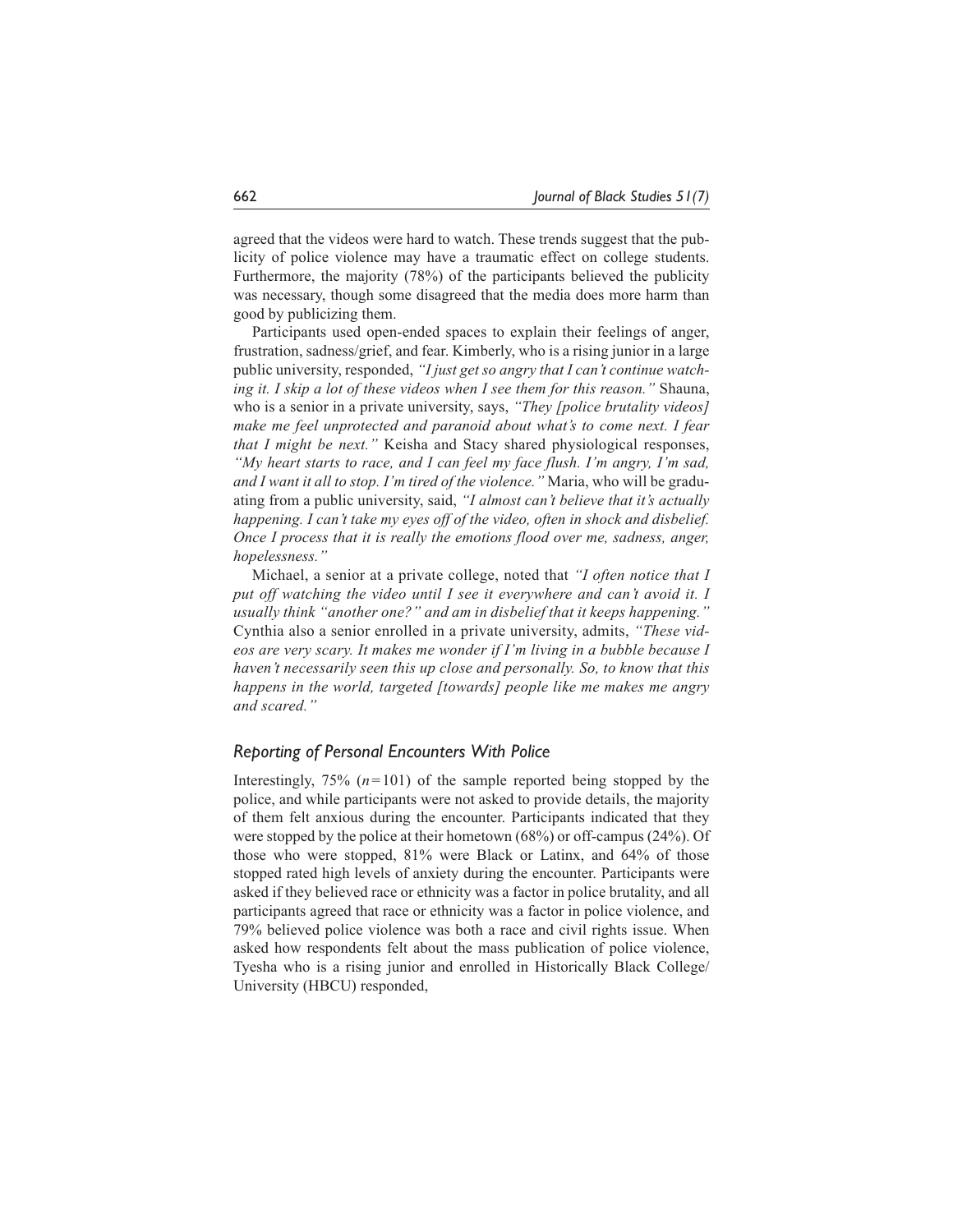agreed that the videos were hard to watch. These trends suggest that the publicity of police violence may have a traumatic effect on college students. Furthermore, the majority (78%) of the participants believed the publicity was necessary, though some disagreed that the media does more harm than good by publicizing them.

Participants used open-ended spaces to explain their feelings of anger, frustration, sadness/grief, and fear. Kimberly, who is a rising junior in a large public university, responded, *"I just get so angry that I can't continue watching it. I skip a lot of these videos when I see them for this reason."* Shauna, who is a senior in a private university, says, *"They [police brutality videos] make me feel unprotected and paranoid about what's to come next. I fear that I might be next."* Keisha and Stacy shared physiological responses, *"My heart starts to race, and I can feel my face flush. I'm angry, I'm sad, and I want it all to stop. I'm tired of the violence."* Maria, who will be graduating from a public university, said, *"I almost can't believe that it's actually happening. I can't take my eyes off of the video, often in shock and disbelief. Once I process that it is really the emotions flood over me, sadness, anger, hopelessness."*

Michael, a senior at a private college, noted that *"I often notice that I put off watching the video until I see it everywhere and can't avoid it. I usually think "another one?" and am in disbelief that it keeps happening."* Cynthia also a senior enrolled in a private university, admits, *"These videos are very scary. It makes me wonder if I'm living in a bubble because I haven't necessarily seen this up close and personally. So, to know that this happens in the world, targeted [towards] people like me makes me angry and scared."*

### *Reporting of Personal Encounters With Police*

Interestingly, 75% ($n = 101$) of the sample reported being stopped by the police, and while participants were not asked to provide details, the majority of them felt anxious during the encounter. Participants indicated that they were stopped by the police at their hometown (68%) or off-campus (24%). Of those who were stopped, 81% were Black or Latinx, and 64% of those stopped rated high levels of anxiety during the encounter. Participants were asked if they believed race or ethnicity was a factor in police brutality, and all participants agreed that race or ethnicity was a factor in police violence, and 79% believed police violence was both a race and civil rights issue. When asked how respondents felt about the mass publication of police violence, Tyesha who is a rising junior and enrolled in Historically Black College/University (HBCU) responded,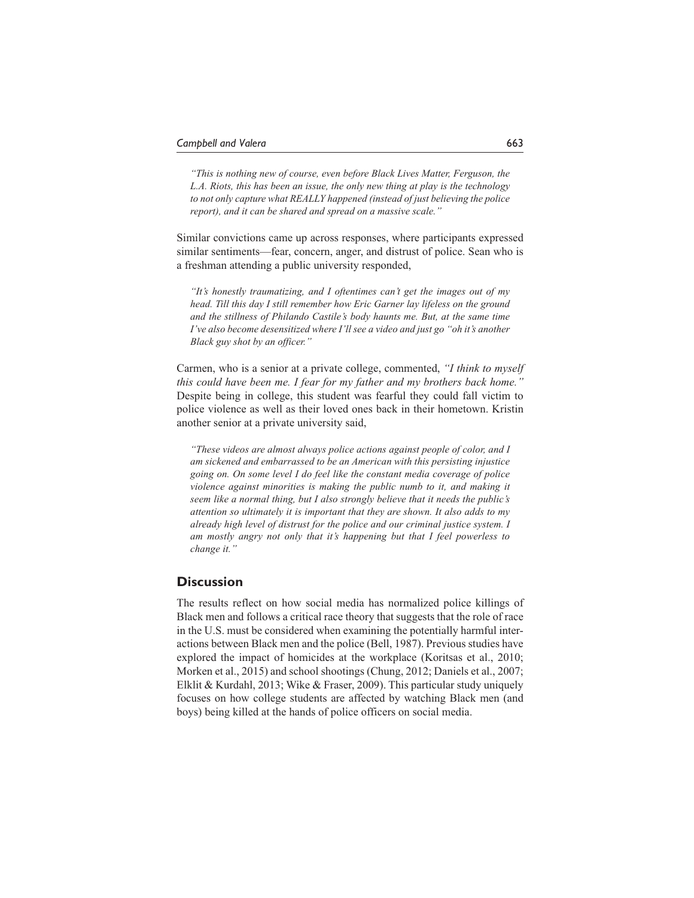> *"This is nothing new of course, even before Black Lives Matter, Ferguson, the L.A. Riots, this has been an issue, the only new thing at play is the technology to not only capture what REALLY happened (instead of just believing the police report), and it can be shared and spread on a massive scale."*

Similar convictions came up across responses, where participants expressed similar sentiments—fear, concern, anger, and distrust of police. Sean who is a freshman attending a public university responded,

> *"It's honestly traumatizing, and I oftentimes can't get the images out of my head. Till this day I still remember how Eric Garner lay lifeless on the ground and the stillness of Philando Castile's body haunts me. But, at the same time I've also become desensitized where I'll see a video and just go "oh it's another Black guy shot by an officer."*

Carmen, who is a senior at a private college, commented, *"I think to myself this could have been me. I fear for my father and my brothers back home."* Despite being in college, this student was fearful they could fall victim to police violence as well as their loved ones back in their hometown. Kristin another senior at a private university said,

> *"These videos are almost always police actions against people of color, and I am sickened and embarrassed to be an American with this persisting injustice going on. On some level I do feel like the constant media coverage of police violence against minorities is making the public numb to it, and making it seem like a normal thing, but I also strongly believe that it needs the public's attention so ultimately it is important that they are shown. It also adds to my already high level of distrust for the police and our criminal justice system. I am mostly angry not only that it's happening but that I feel powerless to change it."*

## Discussion

The results reflect on how social media has normalized police killings of Black men and follows a critical race theory that suggests that the role of race in the U.S. must be considered when examining the potentially harmful interactions between Black men and the police (Bell, 1987). Previous studies have explored the impact of homicides at the workplace (Koritsas et al., 2010; Morken et al., 2015) and school shootings (Chung, 2012; Daniels et al., 2007; Elklit & Kurdahl, 2013; Wike & Fraser, 2009). This particular study uniquely focuses on how college students are affected by watching Black men (and boys) being killed at the hands of police officers on social media.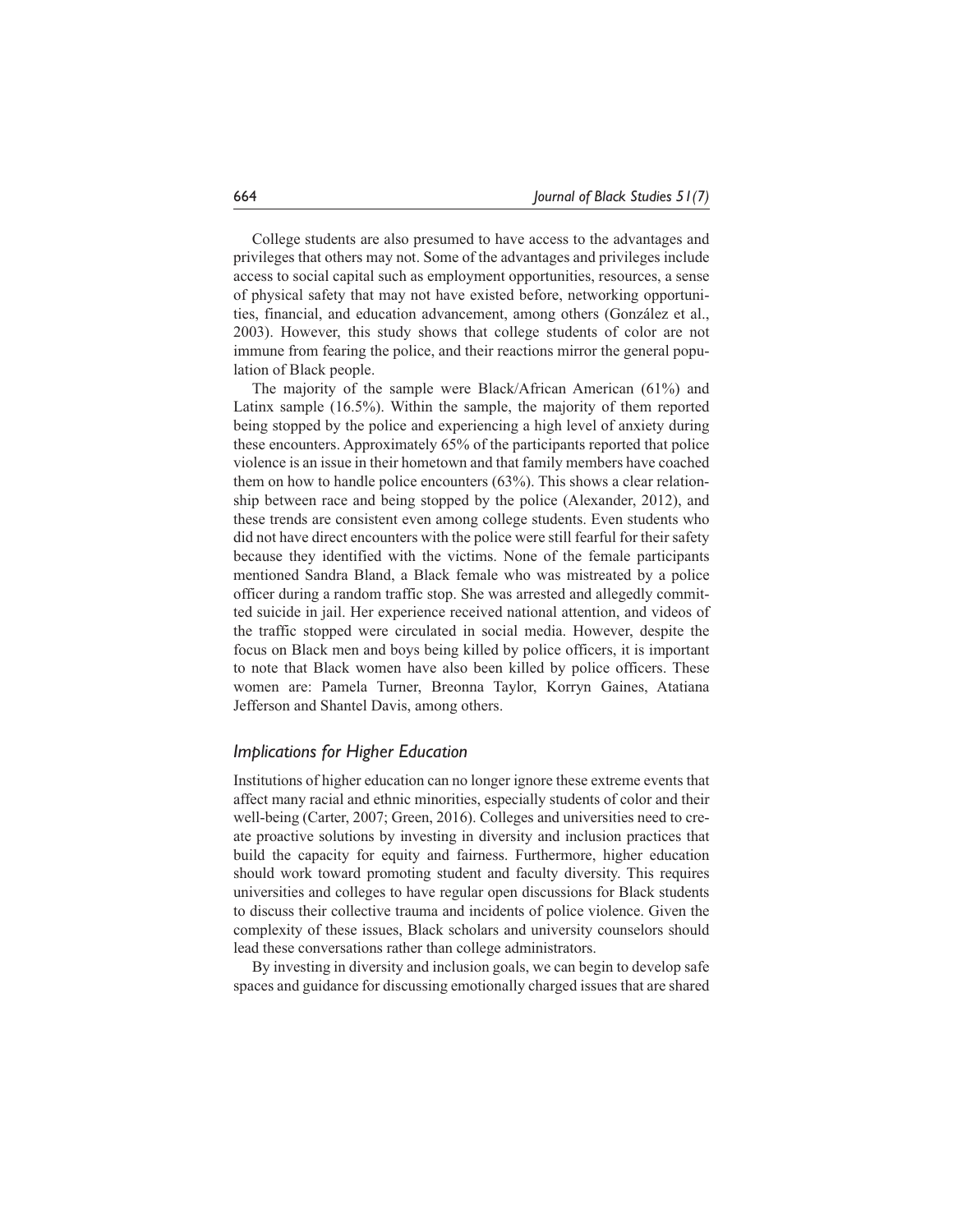College students are also presumed to have access to the advantages and privileges that others may not. Some of the advantages and privileges include access to social capital such as employment opportunities, resources, a sense of physical safety that may not have existed before, networking opportunities, financial, and education advancement, among others (González et al., 2003). However, this study shows that college students of color are not immune from fearing the police, and their reactions mirror the general population of Black people.

The majority of the sample were Black/African American (61%) and Latinx sample (16.5%). Within the sample, the majority of them reported being stopped by the police and experiencing a high level of anxiety during these encounters. Approximately 65% of the participants reported that police violence is an issue in their hometown and that family members have coached them on how to handle police encounters (63%). This shows a clear relationship between race and being stopped by the police (Alexander, 2012), and these trends are consistent even among college students. Even students who did not have direct encounters with the police were still fearful for their safety because they identified with the victims. None of the female participants mentioned Sandra Bland, a Black female who was mistreated by a police officer during a random traffic stop. She was arrested and allegedly committed suicide in jail. Her experience received national attention, and videos of the traffic stopped were circulated in social media. However, despite the focus on Black men and boys being killed by police officers, it is important to note that Black women have also been killed by police officers. These women are: Pamela Turner, Breonna Taylor, Korryn Gaines, Atatiana Jefferson and Shantel Davis, among others.

### *Implications for Higher Education*

Institutions of higher education can no longer ignore these extreme events that affect many racial and ethnic minorities, especially students of color and their well-being (Carter, 2007; Green, 2016). Colleges and universities need to create proactive solutions by investing in diversity and inclusion practices that build the capacity for equity and fairness. Furthermore, higher education should work toward promoting student and faculty diversity. This requires universities and colleges to have regular open discussions for Black students to discuss their collective trauma and incidents of police violence. Given the complexity of these issues, Black scholars and university counselors should lead these conversations rather than college administrators.

By investing in diversity and inclusion goals, we can begin to develop safe spaces and guidance for discussing emotionally charged issues that are shared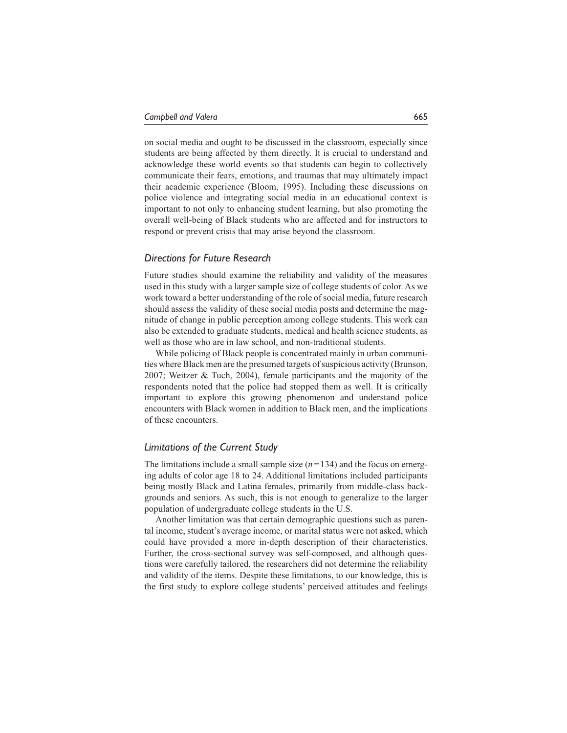on social media and ought to be discussed in the classroom, especially since students are being affected by them directly. It is crucial to understand and acknowledge these world events so that students can begin to collectively communicate their fears, emotions, and traumas that may ultimately impact their academic experience (Bloom, 1995). Including these discussions on police violence and integrating social media in an educational context is important to not only to enhancing student learning, but also promoting the overall well-being of Black students who are affected and for instructors to respond or prevent crisis that may arise beyond the classroom.

### *Directions for Future Research*

Future studies should examine the reliability and validity of the measures used in this study with a larger sample size of college students of color. As we work toward a better understanding of the role of social media, future research should assess the validity of these social media posts and determine the magnitude of change in public perception among college students. This work can also be extended to graduate students, medical and health science students, as well as those who are in law school, and non-traditional students.

While policing of Black people is concentrated mainly in urban communities where Black men are the presumed targets of suspicious activity (Brunson, 2007; Weitzer & Tuch, 2004), female participants and the majority of the respondents noted that the police had stopped them as well. It is critically important to explore this growing phenomenon and understand police encounters with Black women in addition to Black men, and the implications of these encounters.

### *Limitations of the Current Study*

The limitations include a small sample size ($n = 134$) and the focus on emerging adults of color age 18 to 24. Additional limitations included participants being mostly Black and Latina females, primarily from middle-class backgrounds and seniors. As such, this is not enough to generalize to the larger population of undergraduate college students in the U.S.

Another limitation was that certain demographic questions such as parental income, student's average income, or marital status were not asked, which could have provided a more in-depth description of their characteristics. Further, the cross-sectional survey was self-composed, and although questions were carefully tailored, the researchers did not determine the reliability and validity of the items. Despite these limitations, to our knowledge, this is the first study to explore college students' perceived attitudes and feelings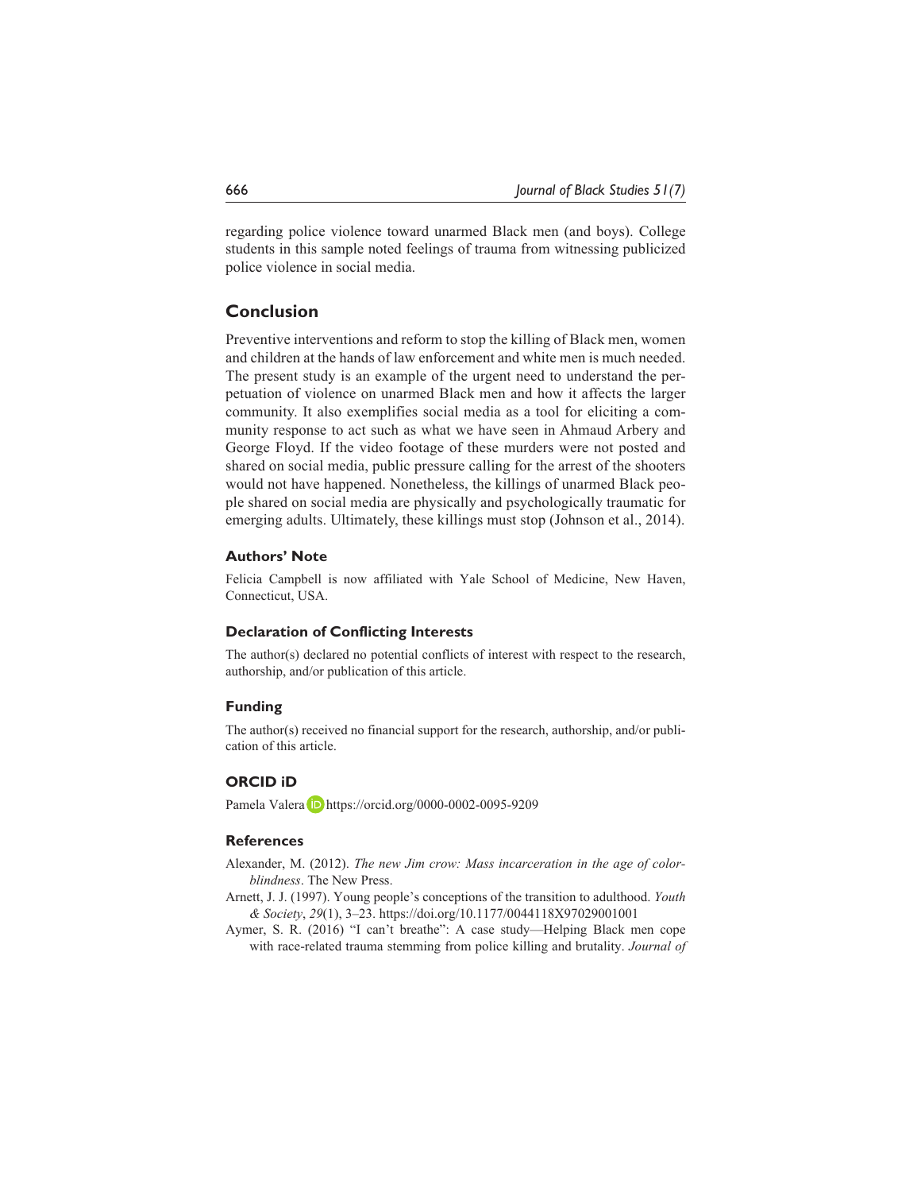regarding police violence toward unarmed Black men (and boys). College students in this sample noted feelings of trauma from witnessing publicized police violence in social media.

## Conclusion

Preventive interventions and reform to stop the killing of Black men, women and children at the hands of law enforcement and white men is much needed. The present study is an example of the urgent need to understand the perpetuation of violence on unarmed Black men and how it affects the larger community. It also exemplifies social media as a tool for eliciting a community response to act such as what we have seen in Ahmaud Arbery and George Floyd. If the video footage of these murders were not posted and shared on social media, public pressure calling for the arrest of the shooters would not have happened. Nonetheless, the killings of unarmed Black people shared on social media are physically and psychologically traumatic for emerging adults. Ultimately, these killings must stop (Johnson et al., 2014).

### Authors' Note

Felicia Campbell is now affiliated with Yale School of Medicine, New Haven, Connecticut, USA.

### Declaration of Conflicting Interests

The author(s) declared no potential conflicts of interest with respect to the research, authorship, and/or publication of this article.

### Funding

The author(s) received no financial support for the research, authorship, and/or publication of this article.

### ORCID iD

Pamela Valera https://orcid.org/0000-0002-0095-9209

### References

Alexander, M. (2012). *The new Jim crow: Mass incarceration in the age of colorblindness*. The New Press.

Arnett, J. J. (1997). Young people's conceptions of the transition to adulthood. *Youth & Society*, *29*(1), 3–23. https://doi.org/10.1177/0044118X97029001001

Aymer, S. R. (2016) "I can't breathe": A case study—Helping Black men cope with race-related trauma stemming from police killing and brutality. *Journal of*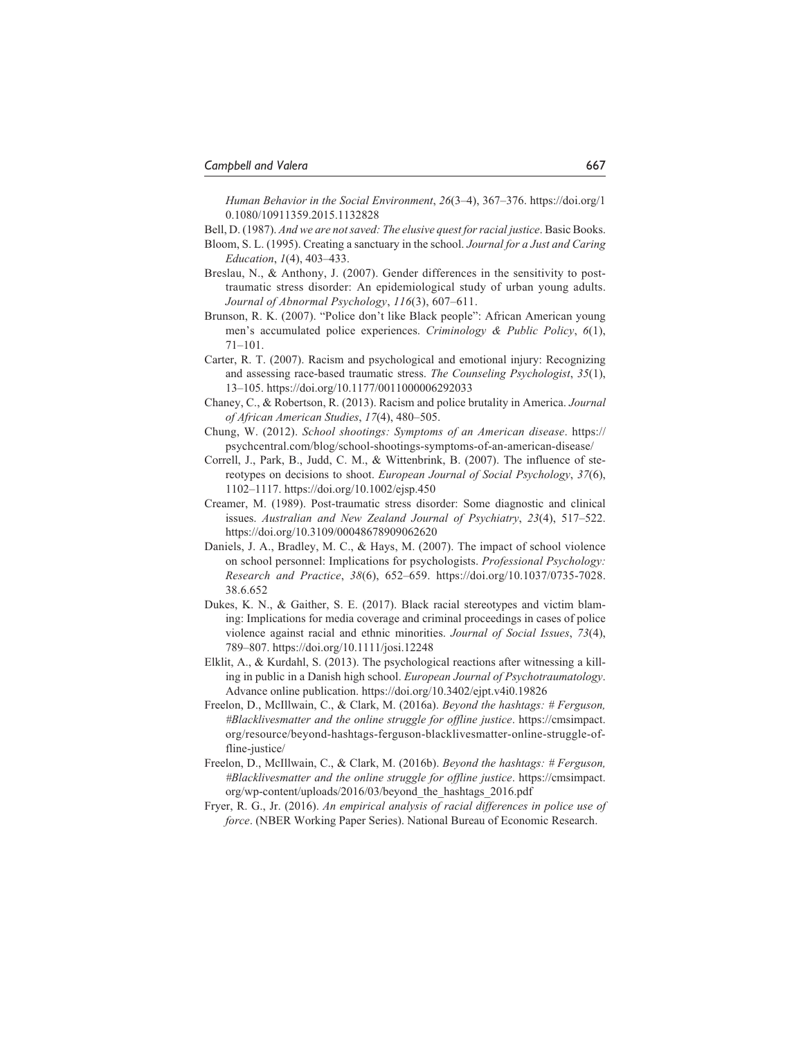*Human Behavior in the Social Environment*, *26*(3–4), 367–376. https://doi.org/10.1080/10911359.2015.1132828

Bell, D. (1987). *And we are not saved: The elusive quest for racial justice*. Basic Books.

Bloom, S. L. (1995). Creating a sanctuary in the school. *Journal for a Just and Caring Education*, *1*(4), 403–433.

Breslau, N., & Anthony, J. (2007). Gender differences in the sensitivity to posttraumatic stress disorder: An epidemiological study of urban young adults. *Journal of Abnormal Psychology*, *116*(3), 607–611.

Brunson, R. K. (2007). "Police don't like Black people": African American young men's accumulated police experiences. *Criminology & Public Policy*, *6*(1), 71–101.

Carter, R. T. (2007). Racism and psychological and emotional injury: Recognizing and assessing race-based traumatic stress. *The Counseling Psychologist*, *35*(1), 13–105. https://doi.org/10.1177/0011000006292033

Chaney, C., & Robertson, R. (2013). Racism and police brutality in America. *Journal of African American Studies*, *17*(4), 480–505.

Chung, W. (2012). *School shootings: Symptoms of an American disease*. https://psychcentral.com/blog/school-shootings-symptoms-of-an-american-disease/

Correll, J., Park, B., Judd, C. M., & Wittenbrink, B. (2007). The influence of stereotypes on decisions to shoot. *European Journal of Social Psychology*, *37*(6), 1102–1117. https://doi.org/10.1002/ejsp.450

Creamer, M. (1989). Post-traumatic stress disorder: Some diagnostic and clinical issues. *Australian and New Zealand Journal of Psychiatry*, *23*(4), 517–522. https://doi.org/10.3109/00048678909062620

Daniels, J. A., Bradley, M. C., & Hays, M. (2007). The impact of school violence on school personnel: Implications for psychologists. *Professional Psychology: Research and Practice*, *38*(6), 652–659. https://doi.org/10.1037/0735-7028.38.6.652

Dukes, K. N., & Gaither, S. E. (2017). Black racial stereotypes and victim blaming: Implications for media coverage and criminal proceedings in cases of police violence against racial and ethnic minorities. *Journal of Social Issues*, *73*(4), 789–807. https://doi.org/10.1111/josi.12248

Elklit, A., & Kurdahl, S. (2013). The psychological reactions after witnessing a killing in public in a Danish high school. *European Journal of Psychotraumatology*. Advance online publication. https://doi.org/10.3402/ejpt.v4i0.19826

Freelon, D., McIllwain, C., & Clark, M. (2016a). *Beyond the hashtags: # Ferguson, #Blacklivesmatter and the online struggle for offline justice*. https://cmsimpact.org/resource/beyond-hashtags-ferguson-blacklivesmatter-online-struggle-offline-justice/

Freelon, D., McIllwain, C., & Clark, M. (2016b). *Beyond the hashtags: # Ferguson, #Blacklivesmatter and the online struggle for offline justice*. https://cmsimpact.org/wp-content/uploads/2016/03/beyond_the_hashtags_2016.pdf

Fryer, R. G., Jr. (2016). *An empirical analysis of racial differences in police use of force*. (NBER Working Paper Series). National Bureau of Economic Research.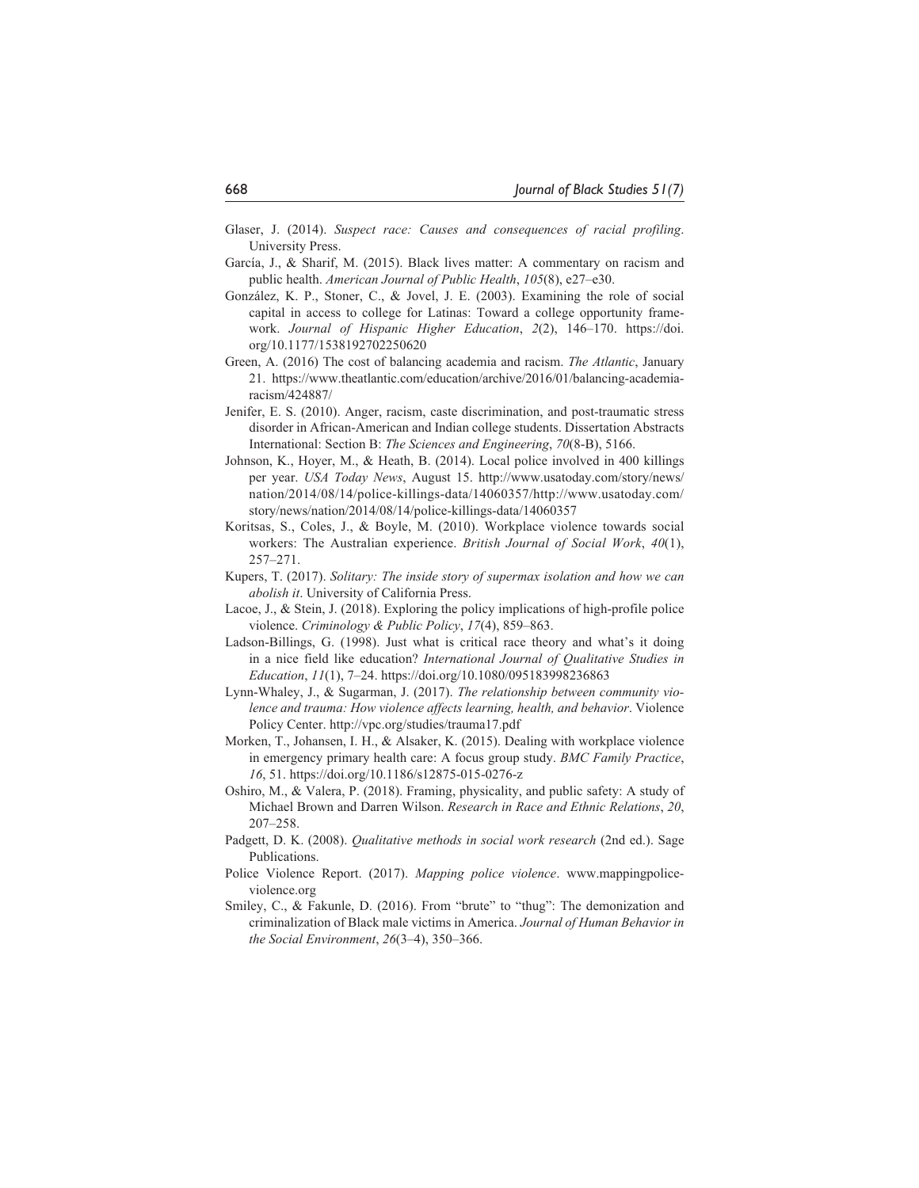Glaser, J. (2014). *Suspect race: Causes and consequences of racial profiling*. University Press.

García, J., & Sharif, M. (2015). Black lives matter: A commentary on racism and public health. *American Journal of Public Health*, *105*(8), e27–e30.

González, K. P., Stoner, C., & Jovel, J. E. (2003). Examining the role of social capital in access to college for Latinas: Toward a college opportunity framework. *Journal of Hispanic Higher Education*, *2*(2), 146–170. https://doi.org/10.1177/1538192702250620

Green, A. (2016) The cost of balancing academia and racism. *The Atlantic*, January 21. https://www.theatlantic.com/education/archive/2016/01/balancing-academia-racism/424887/

Jenifer, E. S. (2010). Anger, racism, caste discrimination, and post-traumatic stress disorder in African-American and Indian college students. Dissertation Abstracts International: Section B: *The Sciences and Engineering*, *70*(8-B), 5166.

Johnson, K., Hoyer, M., & Heath, B. (2014). Local police involved in 400 killings per year. *USA Today News*, August 15. http://www.usatoday.com/story/news/nation/2014/08/14/police-killings-data/14060357/http://www.usatoday.com/story/news/nation/2014/08/14/police-killings-data/14060357

Koritsas, S., Coles, J., & Boyle, M. (2010). Workplace violence towards social workers: The Australian experience. *British Journal of Social Work*, *40*(1), 257–271.

Kupers, T. (2017). *Solitary: The inside story of supermax isolation and how we can abolish it*. University of California Press.

Lacoe, J., & Stein, J. (2018). Exploring the policy implications of high-profile police violence. *Criminology & Public Policy*, *17*(4), 859–863.

Ladson-Billings, G. (1998). Just what is critical race theory and what's it doing in a nice field like education? *International Journal of Qualitative Studies in Education*, *11*(1), 7–24. https://doi.org/10.1080/095183998236863

Lynn-Whaley, J., & Sugarman, J. (2017). *The relationship between community violence and trauma: How violence affects learning, health, and behavior*. Violence Policy Center. http://vpc.org/studies/trauma17.pdf

Morken, T., Johansen, I. H., & Alsaker, K. (2015). Dealing with workplace violence in emergency primary health care: A focus group study. *BMC Family Practice*, *16*, 51. https://doi.org/10.1186/s12875-015-0276-z

Oshiro, M., & Valera, P. (2018). Framing, physicality, and public safety: A study of Michael Brown and Darren Wilson. *Research in Race and Ethnic Relations*, *20*, 207–258.

Padgett, D. K. (2008). *Qualitative methods in social work research* (2nd ed.). Sage Publications.

Police Violence Report. (2017). *Mapping police violence*. www.mappingpoliceviolence.org

Smiley, C., & Fakunle, D. (2016). From "brute" to "thug": The demonization and criminalization of Black male victims in America. *Journal of Human Behavior in the Social Environment*, *26*(3–4), 350–366.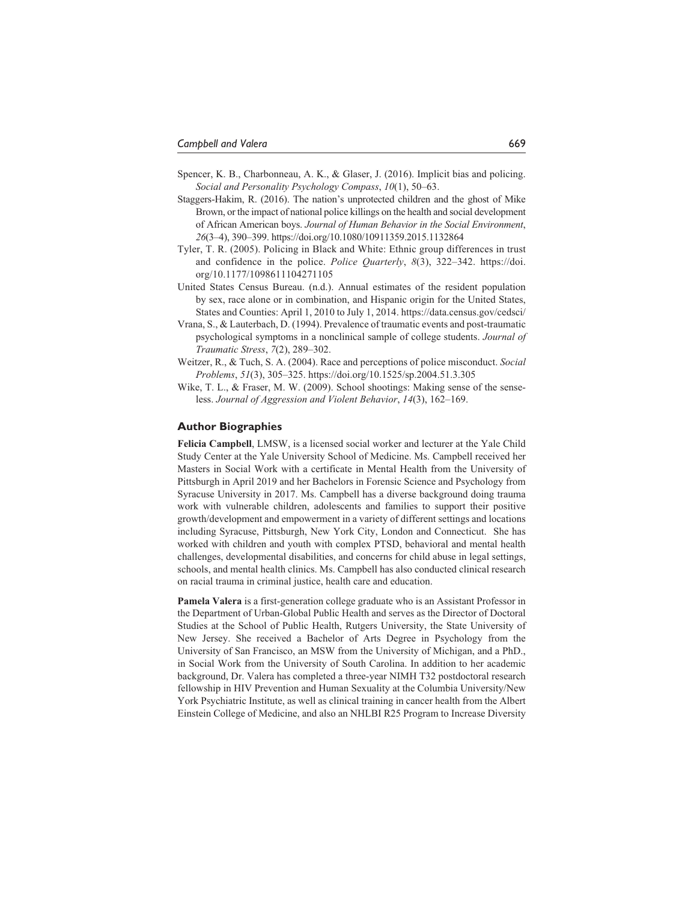Spencer, K. B., Charbonneau, A. K., & Glaser, J. (2016). Implicit bias and policing. *Social and Personality Psychology Compass*, *10*(1), 50–63.

Staggers-Hakim, R. (2016). The nation's unprotected children and the ghost of Mike Brown, or the impact of national police killings on the health and social development of African American boys. *Journal of Human Behavior in the Social Environment*, *26*(3–4), 390–399. https://doi.org/10.1080/10911359.2015.1132864

Tyler, T. R. (2005). Policing in Black and White: Ethnic group differences in trust and confidence in the police. *Police Quarterly*, *8*(3), 322–342. https://doi.org/10.1177/1098611104271105

United States Census Bureau. (n.d.). Annual estimates of the resident population by sex, race alone or in combination, and Hispanic origin for the United States, States and Counties: April 1, 2010 to July 1, 2014. https://data.census.gov/cedsci/

Vrana, S., & Lauterbach, D. (1994). Prevalence of traumatic events and post-traumatic psychological symptoms in a nonclinical sample of college students. *Journal of Traumatic Stress*, *7*(2), 289–302.

Weitzer, R., & Tuch, S. A. (2004). Race and perceptions of police misconduct. *Social Problems*, *51*(3), 305–325. https://doi.org/10.1525/sp.2004.51.3.305

Wike, T. L., & Fraser, M. W. (2009). School shootings: Making sense of the senseless. *Journal of Aggression and Violent Behavior*, *14*(3), 162–169.

## Author Biographies

**Felicia Campbell**, LMSW, is a licensed social worker and lecturer at the Yale Child Study Center at the Yale University School of Medicine. Ms. Campbell received her Masters in Social Work with a certificate in Mental Health from the University of Pittsburgh in April 2019 and her Bachelors in Forensic Science and Psychology from Syracuse University in 2017. Ms. Campbell has a diverse background doing trauma work with vulnerable children, adolescents and families to support their positive growth/development and empowerment in a variety of different settings and locations including Syracuse, Pittsburgh, New York City, London and Connecticut. She has worked with children and youth with complex PTSD, behavioral and mental health challenges, developmental disabilities, and concerns for child abuse in legal settings, schools, and mental health clinics. Ms. Campbell has also conducted clinical research on racial trauma in criminal justice, health care and education.

**Pamela Valera** is a first-generation college graduate who is an Assistant Professor in the Department of Urban-Global Public Health and serves as the Director of Doctoral Studies at the School of Public Health, Rutgers University, the State University of New Jersey. She received a Bachelor of Arts Degree in Psychology from the University of San Francisco, an MSW from the University of Michigan, and a PhD., in Social Work from the University of South Carolina. In addition to her academic background, Dr. Valera has completed a three-year NIMH T32 postdoctoral research fellowship in HIV Prevention and Human Sexuality at the Columbia University/New York Psychiatric Institute, as well as clinical training in cancer health from the Albert Einstein College of Medicine, and also an NHLBI R25 Program to Increase Diversity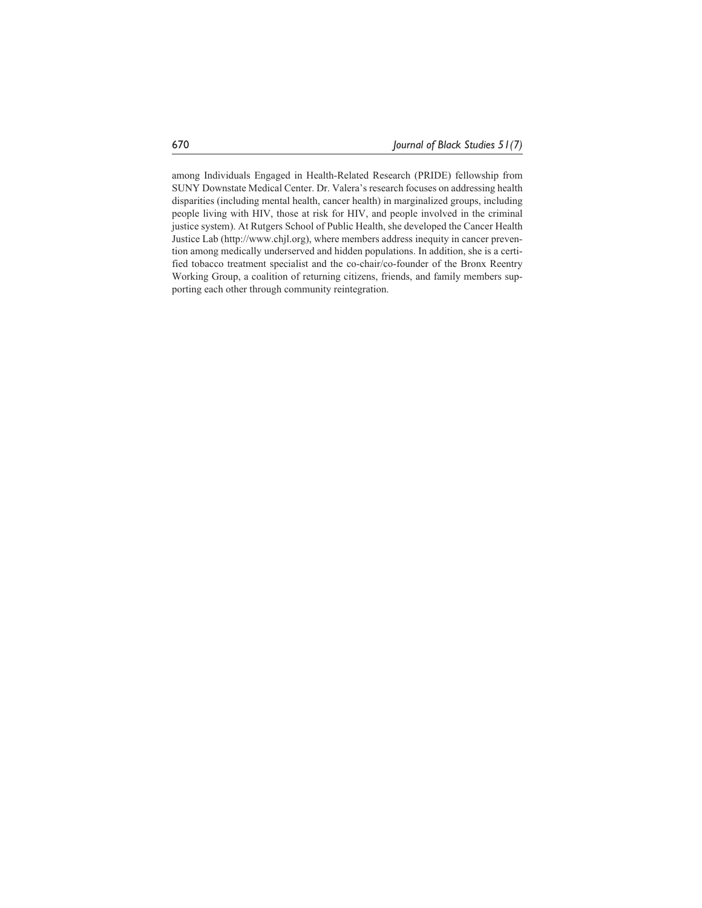among Individuals Engaged in Health-Related Research (PRIDE) fellowship from SUNY Downstate Medical Center. Dr. Valera's research focuses on addressing health disparities (including mental health, cancer health) in marginalized groups, including people living with HIV, those at risk for HIV, and people involved in the criminal justice system). At Rutgers School of Public Health, she developed the Cancer Health Justice Lab (http://www.chjl.org), where members address inequity in cancer prevention among medically underserved and hidden populations. In addition, she is a certified tobacco treatment specialist and the co-chair/co-founder of the Bronx Reentry Working Group, a coalition of returning citizens, friends, and family members supporting each other through community reintegration.